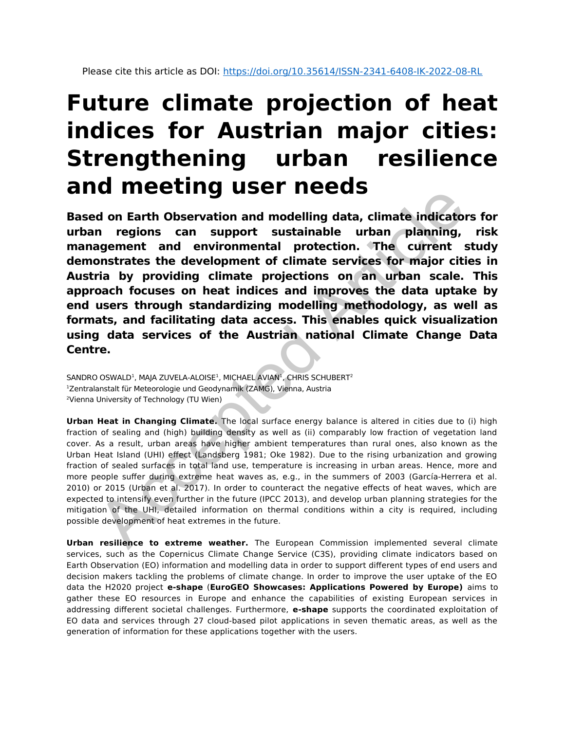Please cite this article as DOI: https://doi.org/10.35614/ISSN-2341-6408-IK-2022-08-RL

# Future climate projection of heat indices for Austrian major cities: Strengthening urban resilience and meeting user needs

**Based on Earth Observation and modelling data, climate indicators for urban regions can support sustainable urban planning, risk management and environmental protection. The current study demonstrates the development of climate services for major cities in Austria by providing climate projections on an urban scale. This approach focuses on heat indices and improves the data uptake by end users through standardizing modelling methodology, as well as formats, and facilitating data access. This enables quick visualization using data services of the Austrian national Climate Change Data Centre.**

SANDRO OSWALD[1], MAJA ZUVELA-ALOISE[1], MICHAEL AVIAN[1], CHRIS SCHUBERT[2]
[1]Zentralanstalt für Meteorologie und Geodynamik (ZAMG), Vienna, Austria
[2]Vienna University of Technology (TU Wien)

**Urban Heat in Changing Climate.** The local surface energy balance is altered in cities due to (i) high fraction of sealing and (high) building density as well as (ii) comparably low fraction of vegetation land cover. As a result, urban areas have higher ambient temperatures than rural ones, also known as the Urban Heat Island (UHI) effect (Landsberg 1981; Oke 1982). Due to the rising urbanization and growing fraction of sealed surfaces in total land use, temperature is increasing in urban areas. Hence, more and more people suffer during extreme heat waves as, e.g., in the summers of 2003 (García-Herrera et al. 2010) or 2015 (Urban et al. 2017). In order to counteract the negative effects of heat waves, which are expected to intensify even further in the future (IPCC 2013), and develop urban planning strategies for the mitigation of the UHI, detailed information on thermal conditions within a city is required, including possible development of heat extremes in the future.

**Urban resilience to extreme weather.** The European Commission implemented several climate services, such as the Copernicus Climate Change Service (C3S), providing climate indicators based on Earth Observation (EO) information and modelling data in order to support different types of end users and decision makers tackling the problems of climate change. In order to improve the user uptake of the EO data the H2020 project **e-shape** (**EuroGEO Showcases: Applications Powered by Europe)** aims to gather these EO resources in Europe and enhance the capabilities of existing European services in addressing different societal challenges. Furthermore, **e-shape** supports the coordinated exploitation of EO data and services through 27 cloud-based pilot applications in seven thematic areas, as well as the generation of information for these applications together with the users.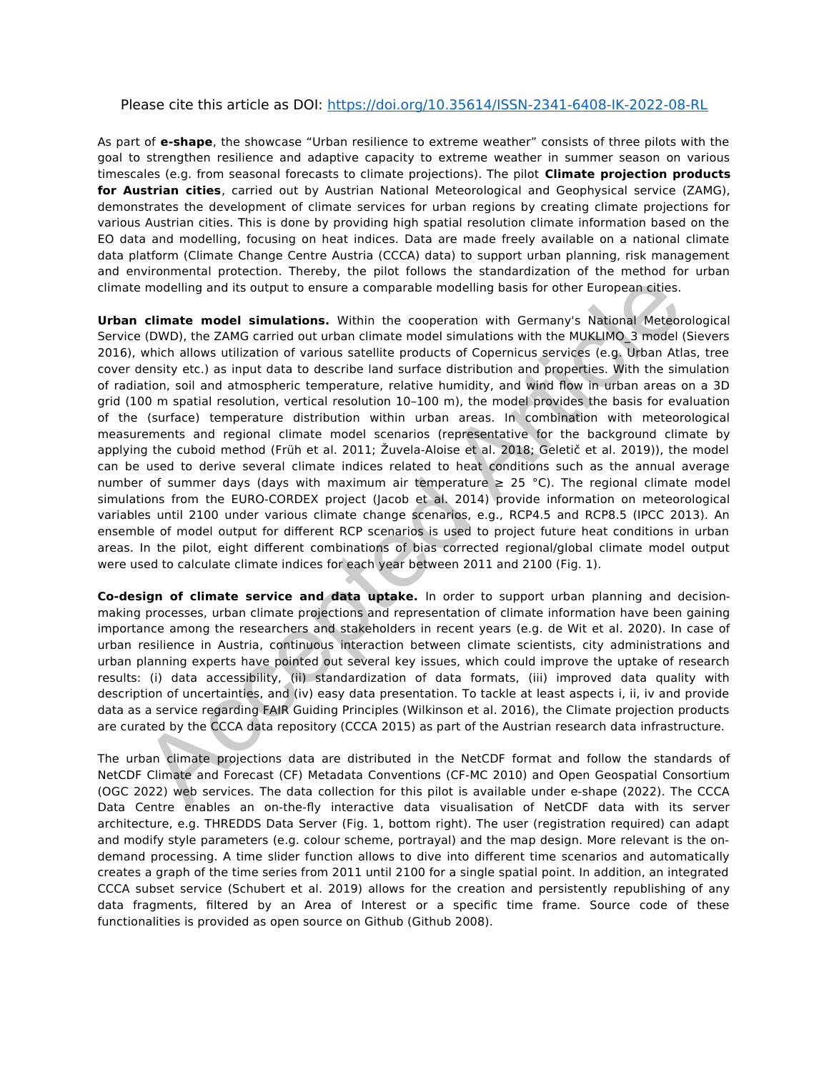Please cite this article as DOI: https://doi.org/10.35614/ISSN-2341-6408-IK-2022-08-RL

As part of **e-shape**, the showcase "Urban resilience to extreme weather" consists of three pilots with the goal to strengthen resilience and adaptive capacity to extreme weather in summer season on various timescales (e.g. from seasonal forecasts to climate projections). The pilot **Climate projection products for Austrian cities**, carried out by Austrian National Meteorological and Geophysical service (ZAMG), demonstrates the development of climate services for urban regions by creating climate projections for various Austrian cities. This is done by providing high spatial resolution climate information based on the EO data and modelling, focusing on heat indices. Data are made freely available on a national climate data platform (Climate Change Centre Austria (CCCA) data) to support urban planning, risk management and environmental protection. Thereby, the pilot follows the standardization of the method for urban climate modelling and its output to ensure a comparable modelling basis for other European cities.

**Urban climate model simulations.** Within the cooperation with Germany's National Meteorological Service (DWD), the ZAMG carried out urban climate model simulations with the MUKLIMO_3 model (Sievers 2016), which allows utilization of various satellite products of Copernicus services (e.g. Urban Atlas, tree cover density etc.) as input data to describe land surface distribution and properties. With the simulation of radiation, soil and atmospheric temperature, relative humidity, and wind flow in urban areas on a 3D grid (100 m spatial resolution, vertical resolution 10–100 m), the model provides the basis for evaluation of the (surface) temperature distribution within urban areas. In combination with meteorological measurements and regional climate model scenarios (representative for the background climate by applying the cuboid method (Früh et al. 2011; Žuvela-Aloise et al. 2018; Geletič et al. 2019)), the model can be used to derive several climate indices related to heat conditions such as the annual average number of summer days (days with maximum air temperature ≥ 25 °C). The regional climate model simulations from the EURO-CORDEX project (Jacob et al. 2014) provide information on meteorological variables until 2100 under various climate change scenarios, e.g., RCP4.5 and RCP8.5 (IPCC 2013). An ensemble of model output for different RCP scenarios is used to project future heat conditions in urban areas. In the pilot, eight different combinations of bias corrected regional/global climate model output were used to calculate climate indices for each year between 2011 and 2100 (Fig. 1).

**Co-design of climate service and data uptake.** In order to support urban planning and decision-making processes, urban climate projections and representation of climate information have been gaining importance among the researchers and stakeholders in recent years (e.g. de Wit et al. 2020). In case of urban resilience in Austria, continuous interaction between climate scientists, city administrations and urban planning experts have pointed out several key issues, which could improve the uptake of research results: (i) data accessibility, (ii) standardization of data formats, (iii) improved data quality with description of uncertainties, and (iv) easy data presentation. To tackle at least aspects i, ii, iv and provide data as a service regarding FAIR Guiding Principles (Wilkinson et al. 2016), the Climate projection products are curated by the CCCA data repository (CCCA 2015) as part of the Austrian research data infrastructure.

The urban climate projections data are distributed in the NetCDF format and follow the standards of NetCDF Climate and Forecast (CF) Metadata Conventions (CF-MC 2010) and Open Geospatial Consortium (OGC 2022) web services. The data collection for this pilot is available under e-shape (2022). The CCCA Data Centre enables an on-the-fly interactive data visualisation of NetCDF data with its server architecture, e.g. THREDDS Data Server (Fig. 1, bottom right). The user (registration required) can adapt and modify style parameters (e.g. colour scheme, portrayal) and the map design. More relevant is the on-demand processing. A time slider function allows to dive into different time scenarios and automatically creates a graph of the time series from 2011 until 2100 for a single spatial point. In addition, an integrated CCCA subset service (Schubert et al. 2019) allows for the creation and persistently republishing of any data fragments, filtered by an Area of Interest or a specific time frame. Source code of these functionalities is provided as open source on Github (Github 2008).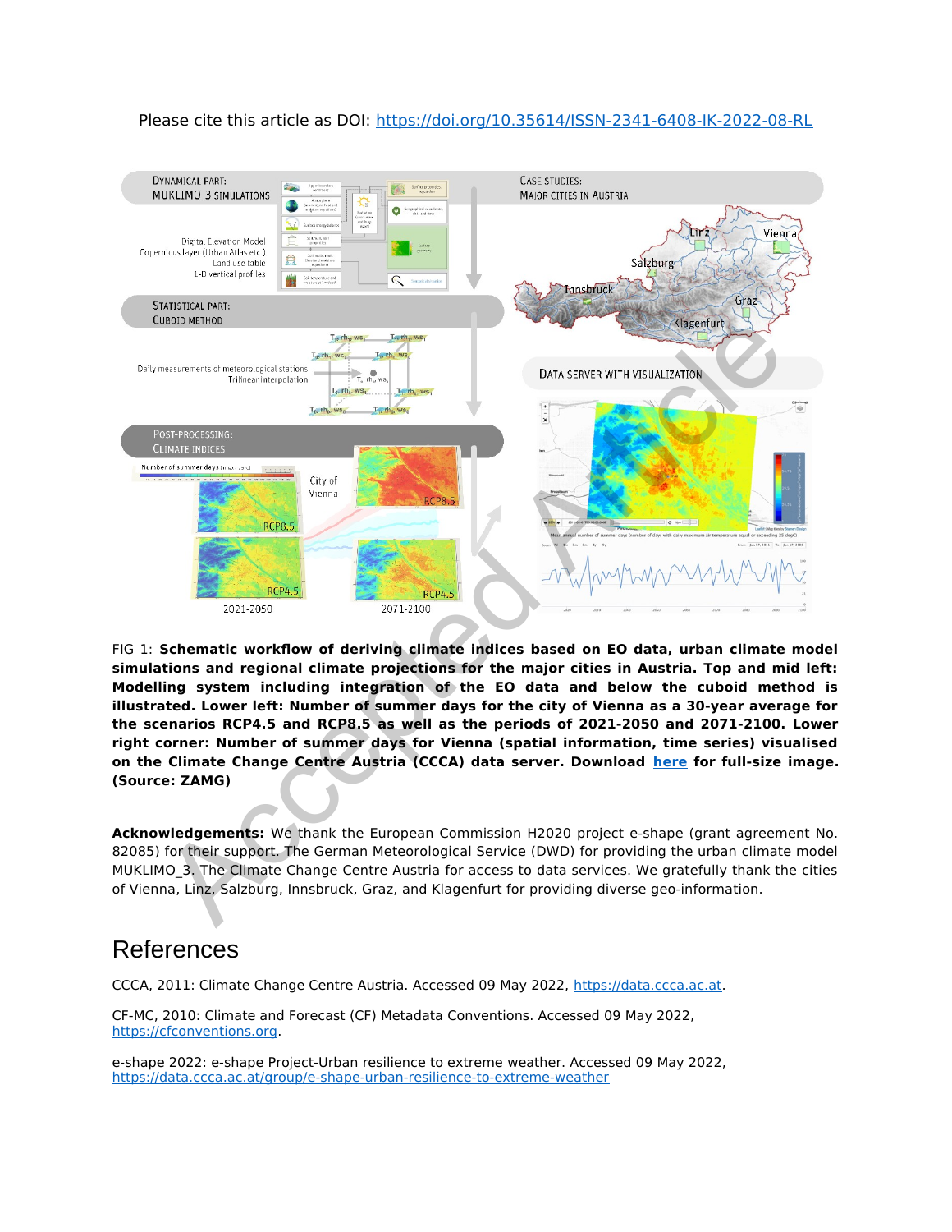Please cite this article as DOI: https://doi.org/10.35614/ISSN-2341-6408-IK-2022-08-RL

FIG 1: **Schematic workflow of deriving climate indices based on EO data, urban climate model simulations and regional climate projections for the major cities in Austria. Top and mid left: Modelling system including integration of the EO data and below the cuboid method is illustrated. Lower left: Number of summer days for the city of Vienna as a 30-year average for the scenarios RCP4.5 and RCP8.5 as well as the periods of 2021-2050 and 2071-2100. Lower right corner: Number of summer days for Vienna (spatial information, time series) visualised on the Climate Change Centre Austria (CCCA) data server. Download here for full-size image. (Source: ZAMG)**

**Acknowledgements:** We thank the European Commission H2020 project e-shape (grant agreement No. 82085) for their support. The German Meteorological Service (DWD) for providing the urban climate model MUKLIMO_3. The Climate Change Centre Austria for access to data services. We gratefully thank the cities of Vienna, Linz, Salzburg, Innsbruck, Graz, and Klagenfurt for providing diverse geo-information.

# References

CCCA, 2011: Climate Change Centre Austria. Accessed 09 May 2022, https://data.ccca.ac.at.

CF-MC, 2010: Climate and Forecast (CF) Metadata Conventions. Accessed 09 May 2022, https://cfconventions.org.

e-shape 2022: e-shape Project-Urban resilience to extreme weather. Accessed 09 May 2022, https://data.ccca.ac.at/group/e-shape-urban-resilience-to-extreme-weather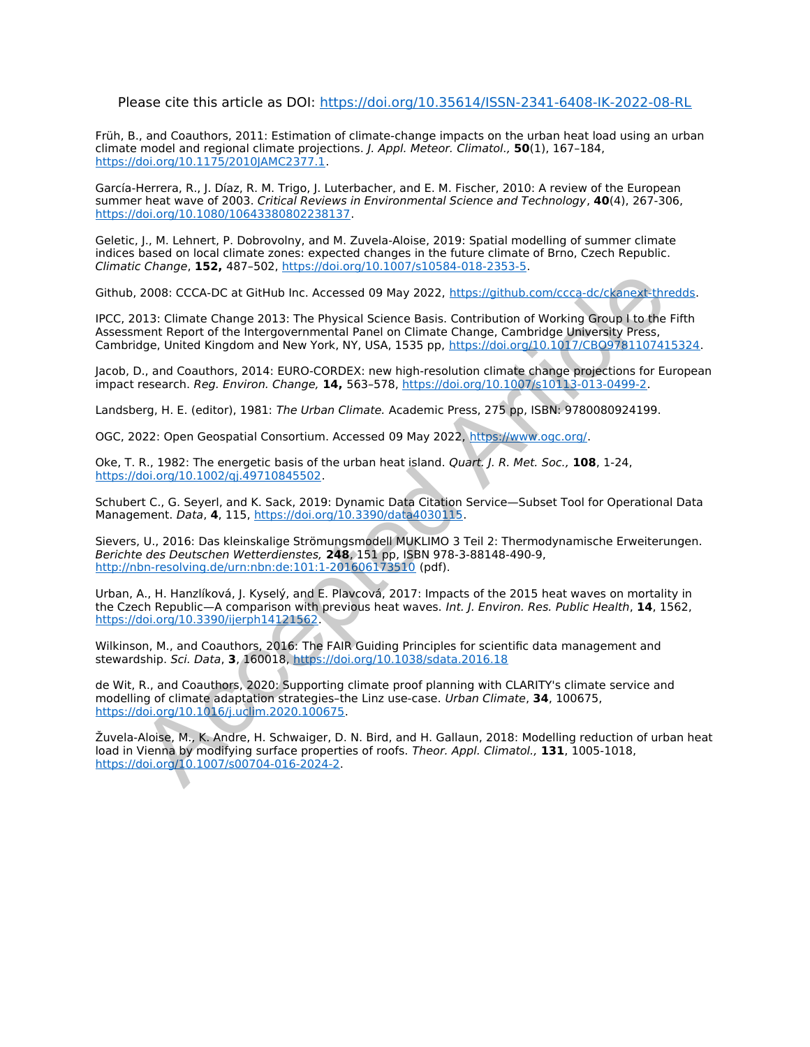Please cite this article as DOI: https://doi.org/10.35614/ISSN-2341-6408-IK-2022-08-RL

Früh, B., and Coauthors, 2011: Estimation of climate-change impacts on the urban heat load using an urban climate model and regional climate projections. *J. Appl. Meteor. Climatol.,* **50**(1), 167–184, https://doi.org/10.1175/2010JAMC2377.1.

García-Herrera, R., J. Díaz, R. M. Trigo, J. Luterbacher, and E. M. Fischer, 2010: A review of the European summer heat wave of 2003. *Critical Reviews in Environmental Science and Technology*, **40**(4), 267-306, https://doi.org/10.1080/10643380802238137.

Geletic, J., M. Lehnert, P. Dobrovolny, and M. Zuvela-Aloise, 2019: Spatial modelling of summer climate indices based on local climate zones: expected changes in the future climate of Brno, Czech Republic. *Climatic Change*, **152,** 487–502, https://doi.org/10.1007/s10584-018-2353-5.

Github, 2008: CCCA-DC at GitHub Inc. Accessed 09 May 2022, https://github.com/ccca-dc/ckanext-thredds.

IPCC, 2013: Climate Change 2013: The Physical Science Basis. Contribution of Working Group I to the Fifth Assessment Report of the Intergovernmental Panel on Climate Change, Cambridge University Press, Cambridge, United Kingdom and New York, NY, USA, 1535 pp, https://doi.org/10.1017/CBO9781107415324.

Jacob, D., and Coauthors, 2014: EURO-CORDEX: new high-resolution climate change projections for European impact research. *Reg. Environ. Change,* **14,** 563–578, https://doi.org/10.1007/s10113-013-0499-2.

Landsberg, H. E. (editor), 1981: *The Urban Climate.* Academic Press, 275 pp, ISBN: 9780080924199.

OGC, 2022: Open Geospatial Consortium. Accessed 09 May 2022, https://www.ogc.org/.

Oke, T. R., 1982: The energetic basis of the urban heat island. *Quart. J. R. Met. Soc.,* **108**, 1-24, https://doi.org/10.1002/qj.49710845502.

Schubert C., G. Seyerl, and K. Sack, 2019: Dynamic Data Citation Service—Subset Tool for Operational Data Management. *Data*, **4**, 115, https://doi.org/10.3390/data4030115.

Sievers, U., 2016: Das kleinskalige Strömungsmodell MUKLIMO 3 Teil 2: Thermodynamische Erweiterungen. *Berichte des Deutschen Wetterdienstes,* **248**, 151 pp, ISBN 978-3-88148-490-9, http://nbn-resolving.de/urn:nbn:de:101:1-201606173510 (pdf).

Urban, A., H. Hanzlíková, J. Kyselý, and E. Plavcová, 2017: Impacts of the 2015 heat waves on mortality in the Czech Republic—A comparison with previous heat waves. *Int. J. Environ. Res. Public Health*, **14**, 1562, https://doi.org/10.3390/ijerph14121562.

Wilkinson, M., and Coauthors, 2016: The FAIR Guiding Principles for scientific data management and stewardship. *Sci. Data*, **3**, 160018, https://doi.org/10.1038/sdata.2016.18

de Wit, R., and Coauthors, 2020: Supporting climate proof planning with CLARITY's climate service and modelling of climate adaptation strategies–the Linz use-case. *Urban Climate*, **34**, 100675, https://doi.org/10.1016/j.uclim.2020.100675.

Žuvela-Aloise, M., K. Andre, H. Schwaiger, D. N. Bird, and H. Gallaun, 2018: Modelling reduction of urban heat load in Vienna by modifying surface properties of roofs. *Theor. Appl. Climatol.,* **131**, 1005-1018, https://doi.org/10.1007/s00704-016-2024-2.